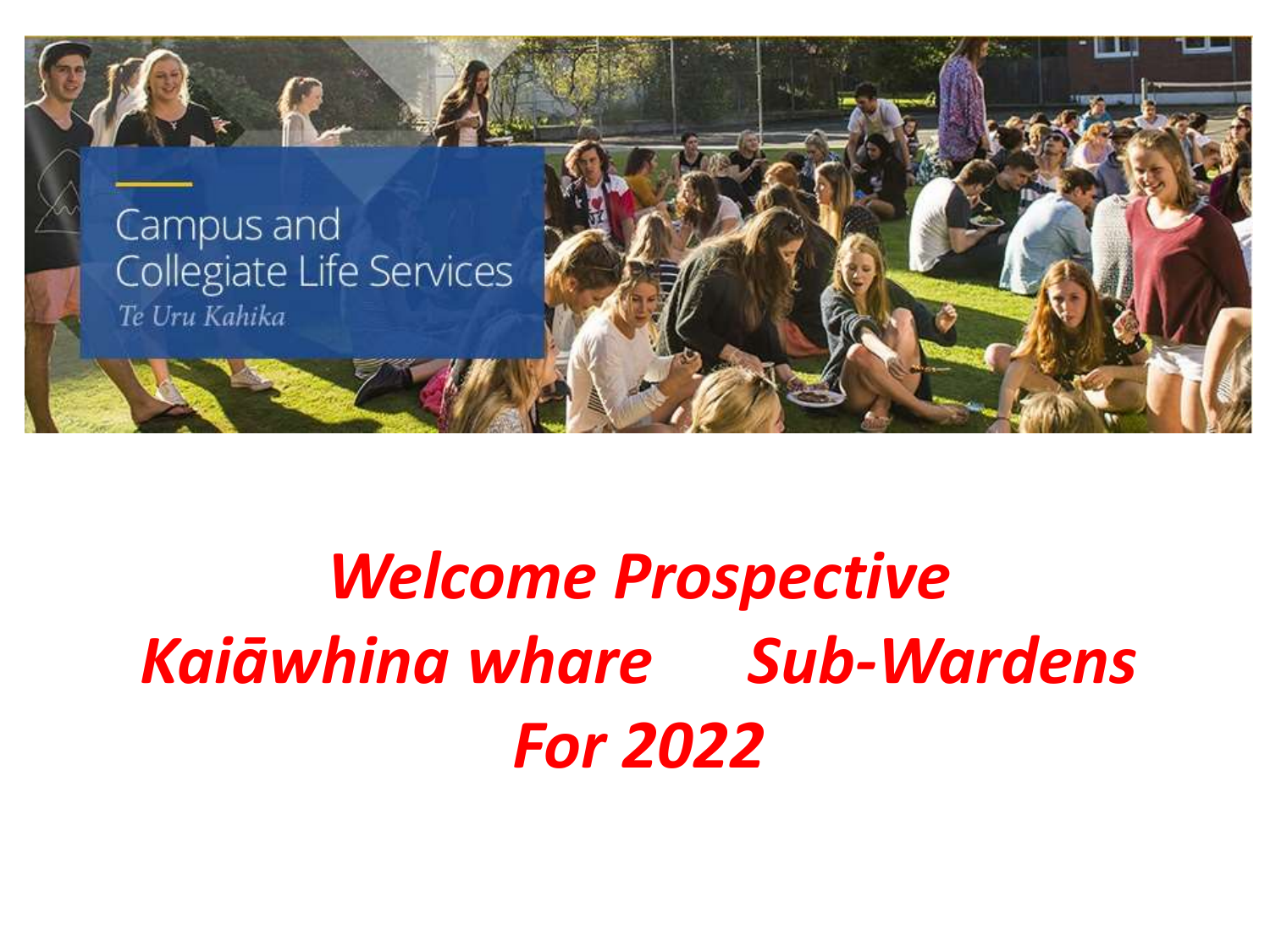Campus and Collegiate Life Services

*Te Uru Kahika*

# *Welcome Prospective Kaiāwhina whare Sub-Wardens For 2022*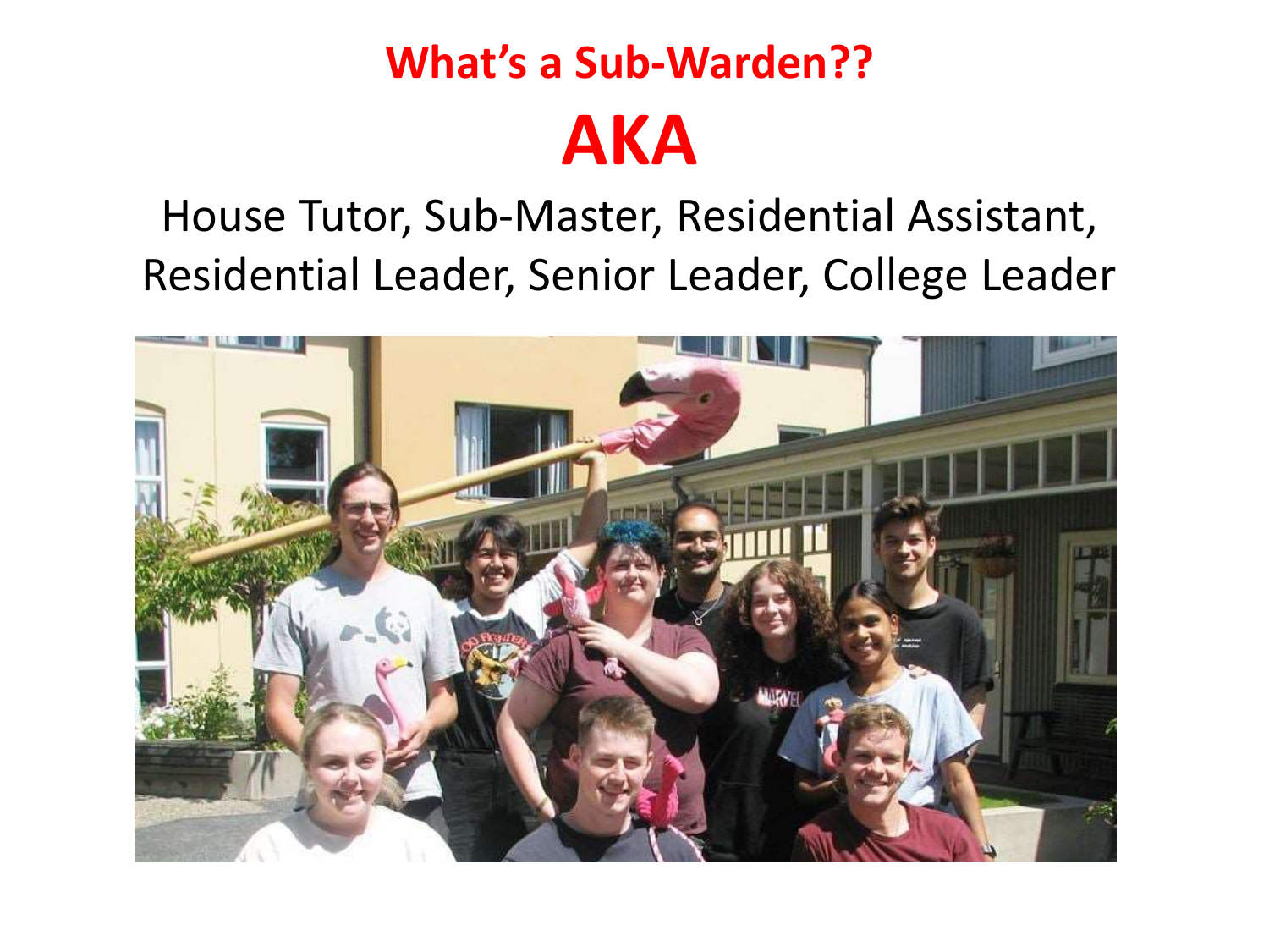# What's a Sub-Warden??

# AKA

House Tutor, Sub-Master, Residential Assistant, Residential Leader, Senior Leader, College Leader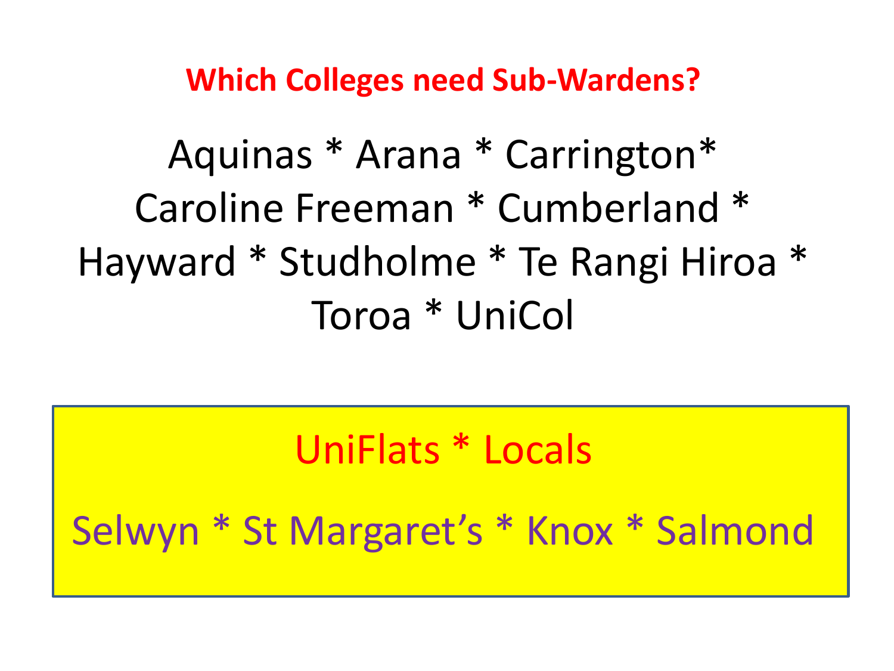## Which Colleges need Sub-Wardens?

Aquinas * Arana * Carrington*
Caroline Freeman * Cumberland *
Hayward * Studholme * Te Rangi Hiroa *
Toroa * UniCol

UniFlats * Locals

Selwyn * St Margaret's * Knox * Salmond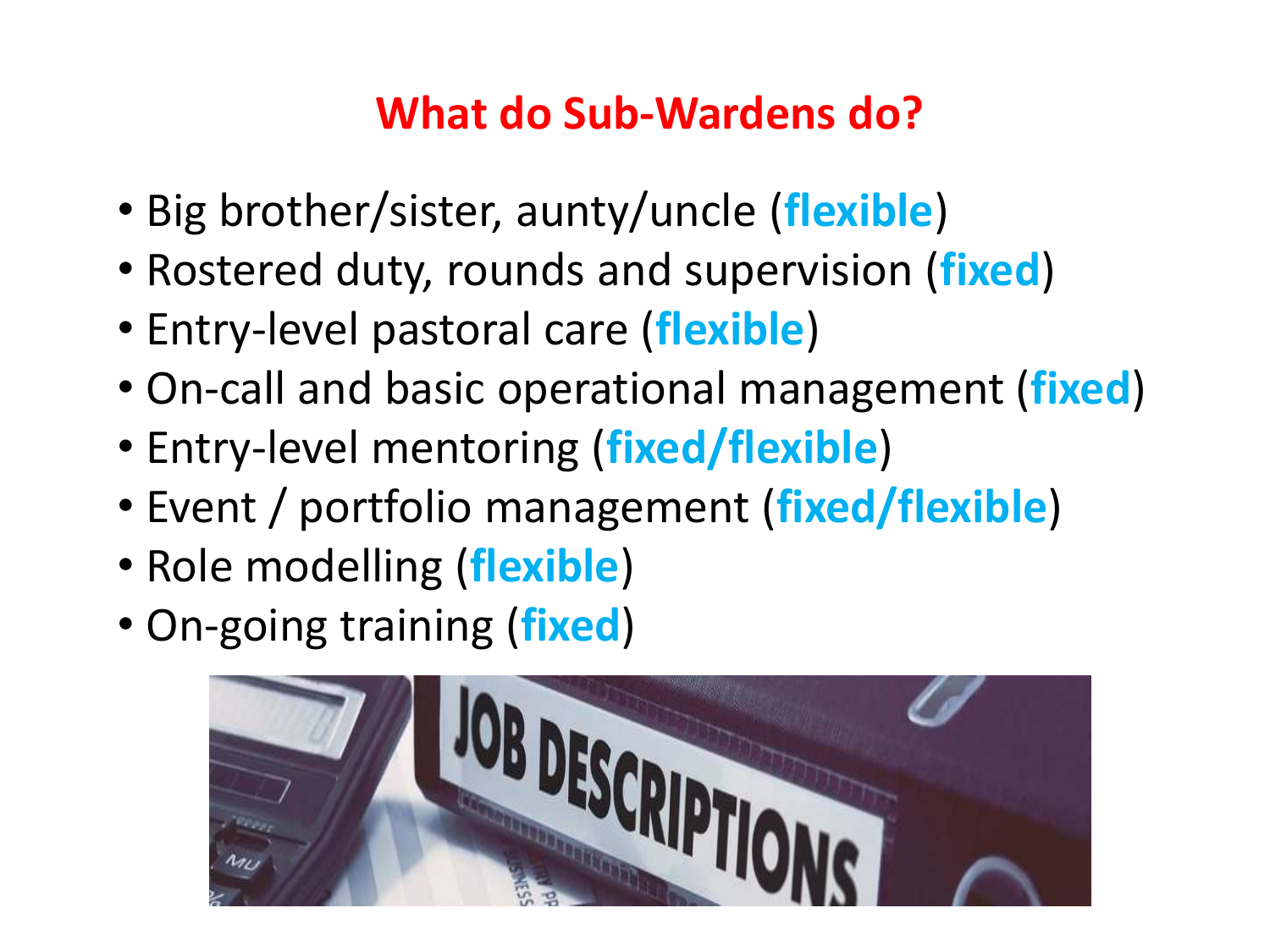## What do Sub-Wardens do?

- Big brother/sister, aunty/uncle (**flexible**)
- Rostered duty, rounds and supervision (**fixed**)
- Entry-level pastoral care (**flexible**)
- On-call and basic operational management (**fixed**)
- Entry-level mentoring (**fixed/flexible**)
- Event / portfolio management (**fixed/flexible**)
- Role modelling (**flexible**)
- On-going training (**fixed**)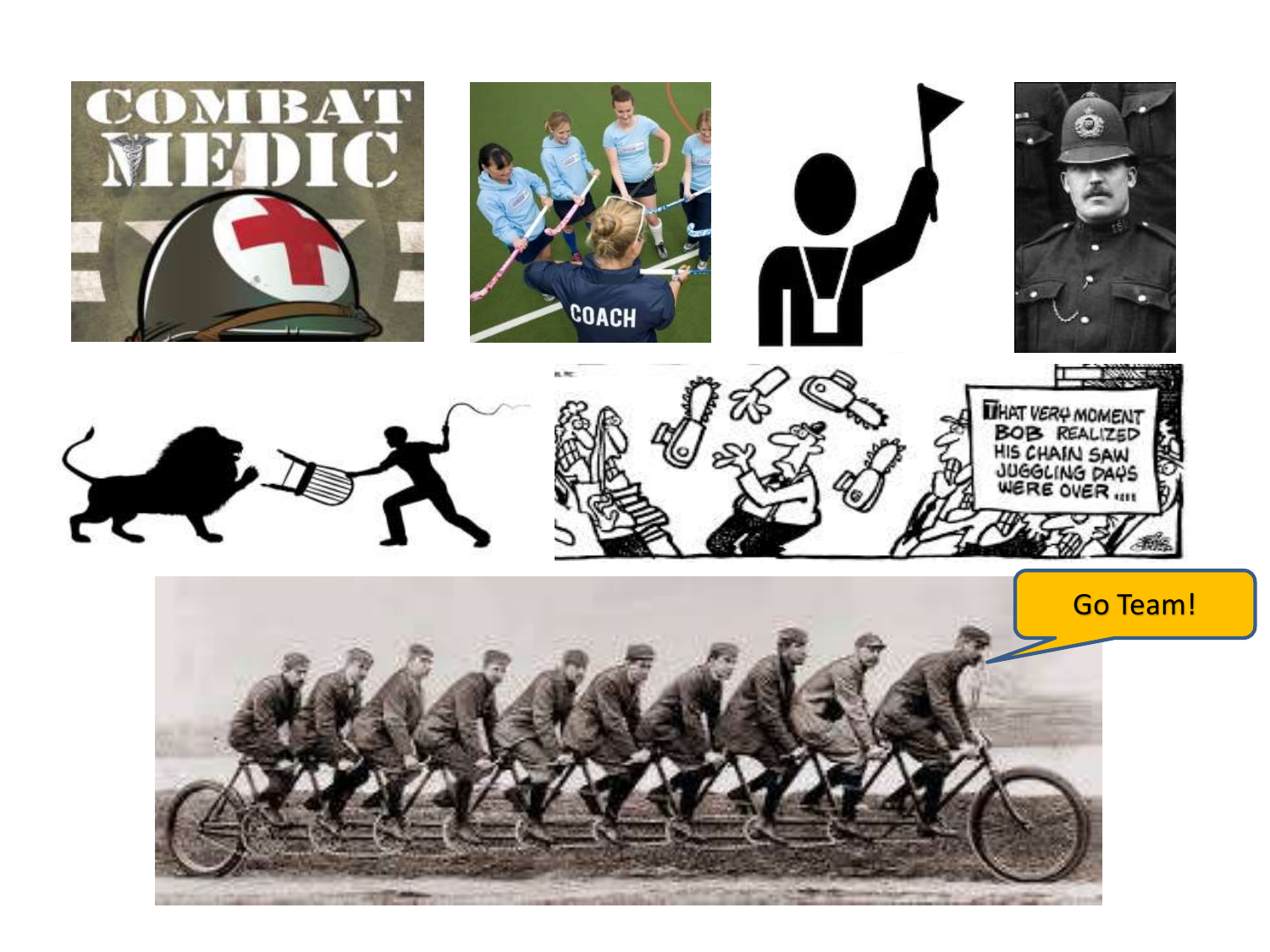Go Team!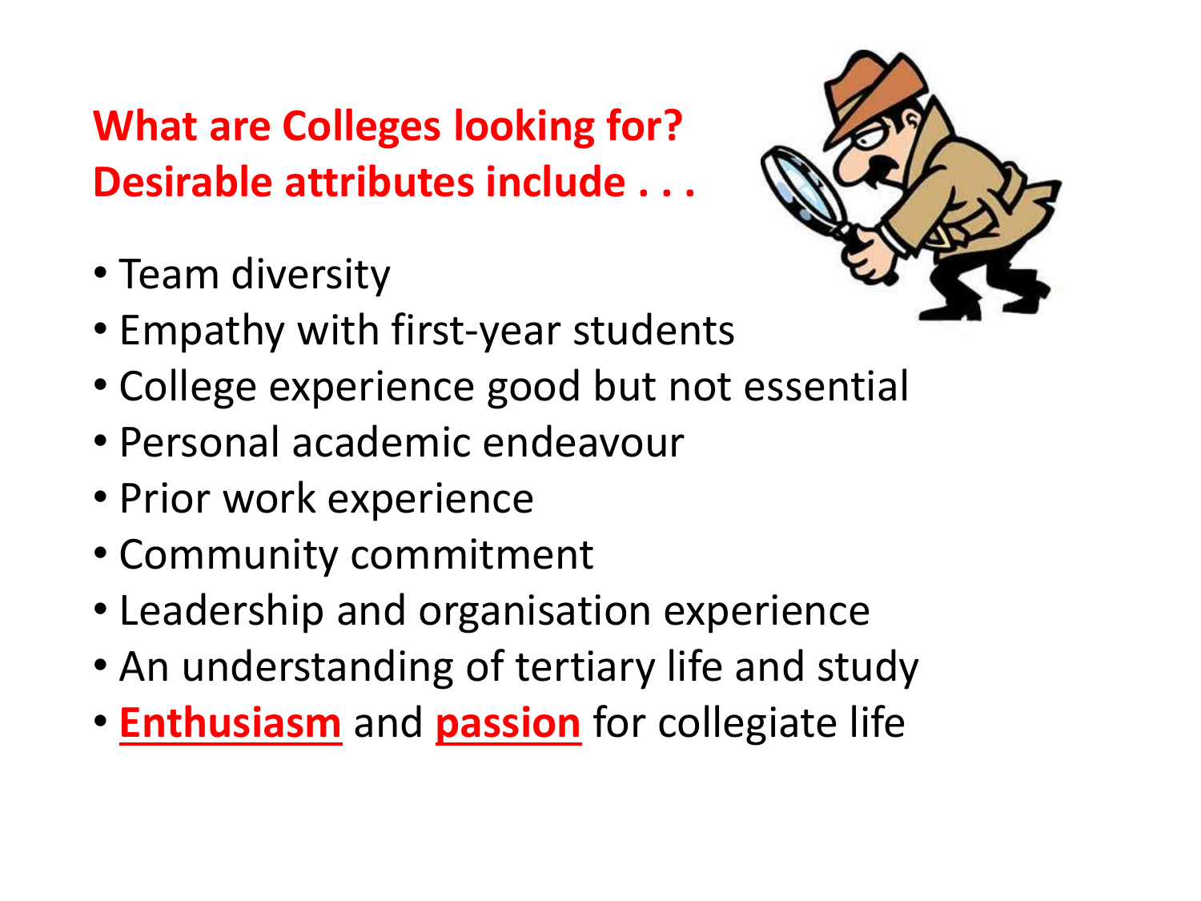## What are Colleges looking for? Desirable attributes include . . .

- Team diversity
- Empathy with first-year students
- College experience good but not essential
- Personal academic endeavour
- Prior work experience
- Community commitment
- Leadership and organisation experience
- An understanding of tertiary life and study
- **Enthusiasm** and **passion** for collegiate life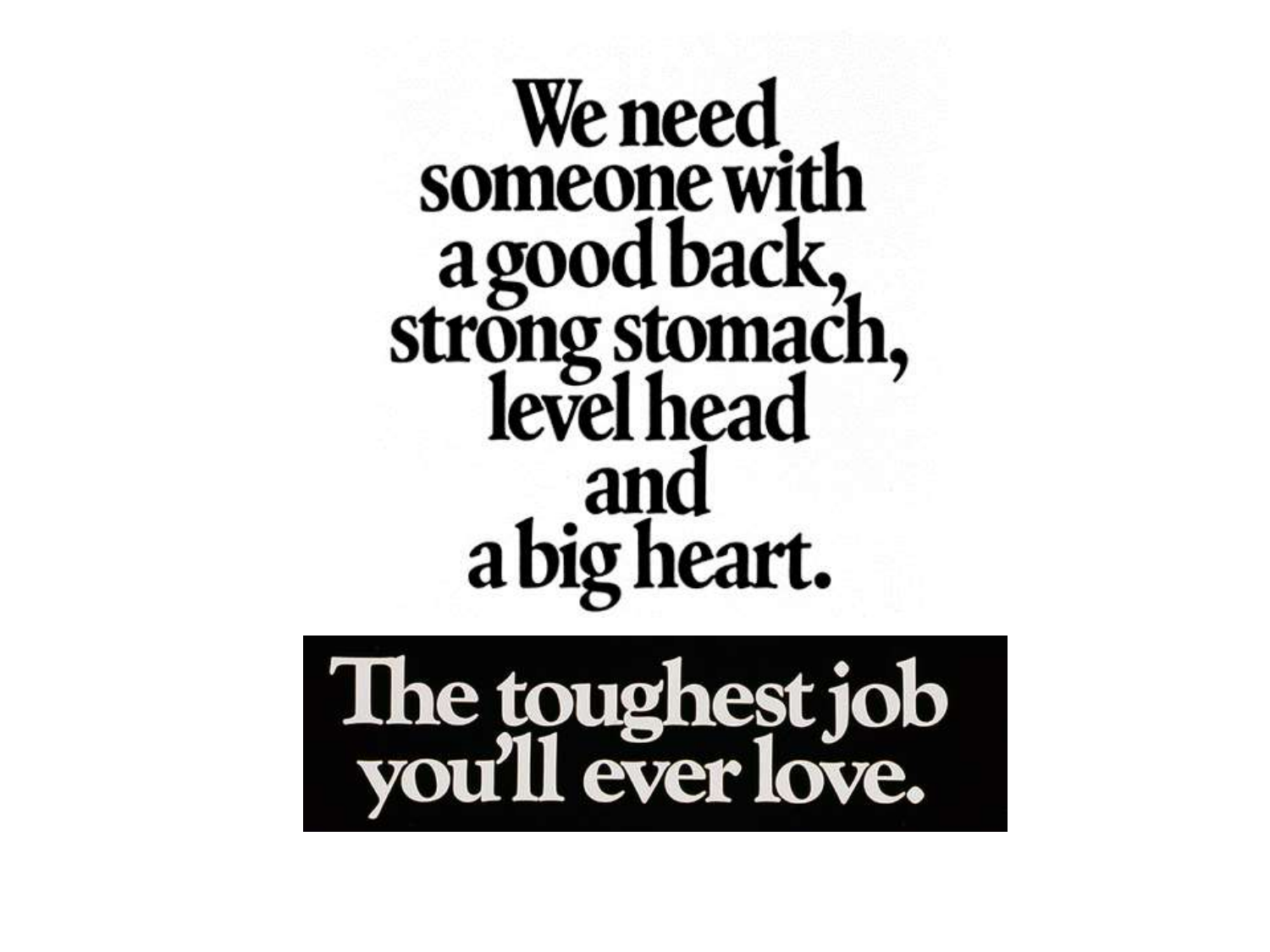We need someone with a good back, strong stomach, level head and a big heart.

**The toughest job you'll ever love.**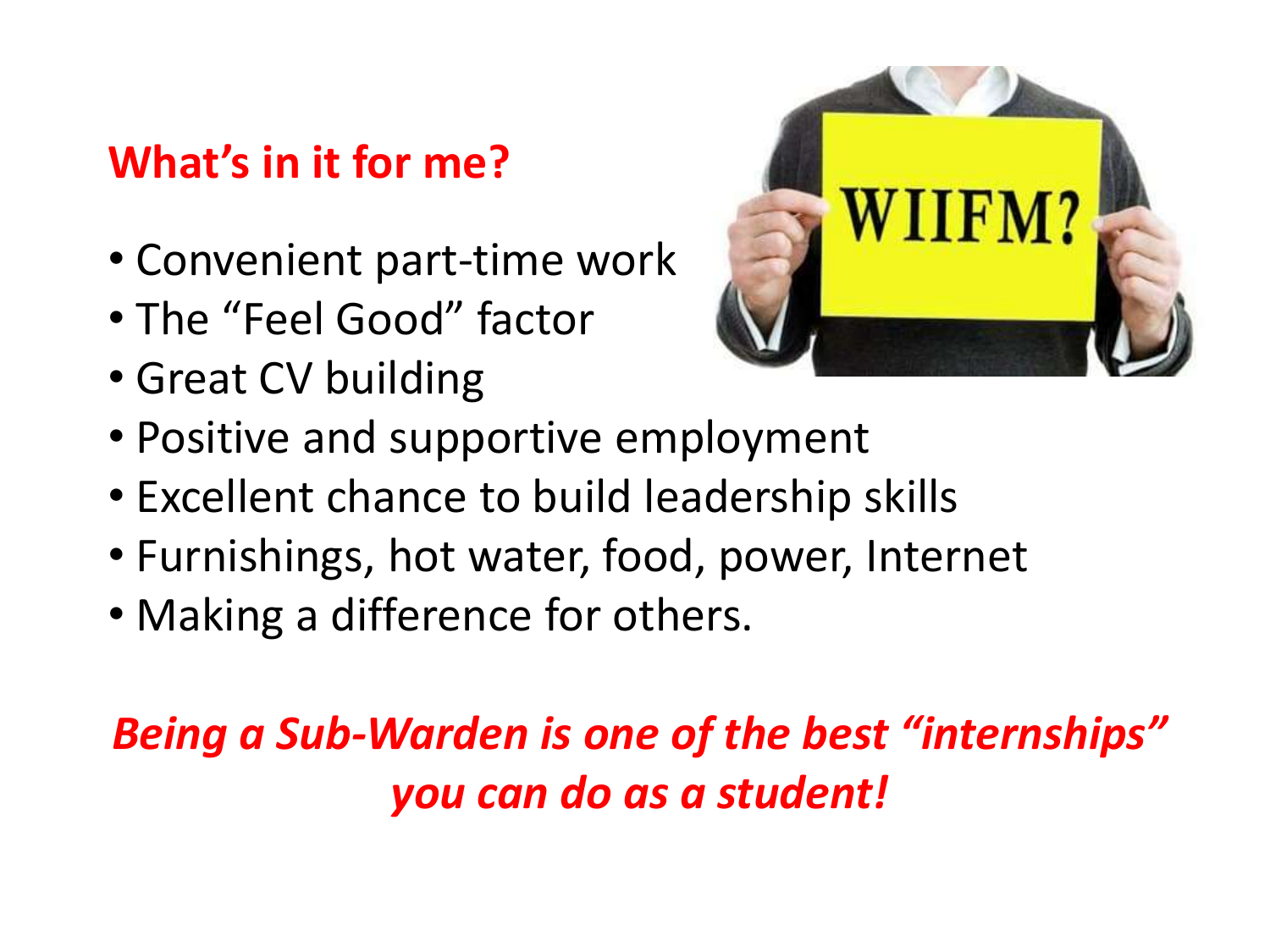## What's in it for me?

- Convenient part-time work
- The "Feel Good" factor
- Great CV building
- Positive and supportive employment
- Excellent chance to build leadership skills
- Furnishings, hot water, food, power, Internet
- Making a difference for others.

***Being a Sub-Warden is one of the best "internships" you can do as a student!***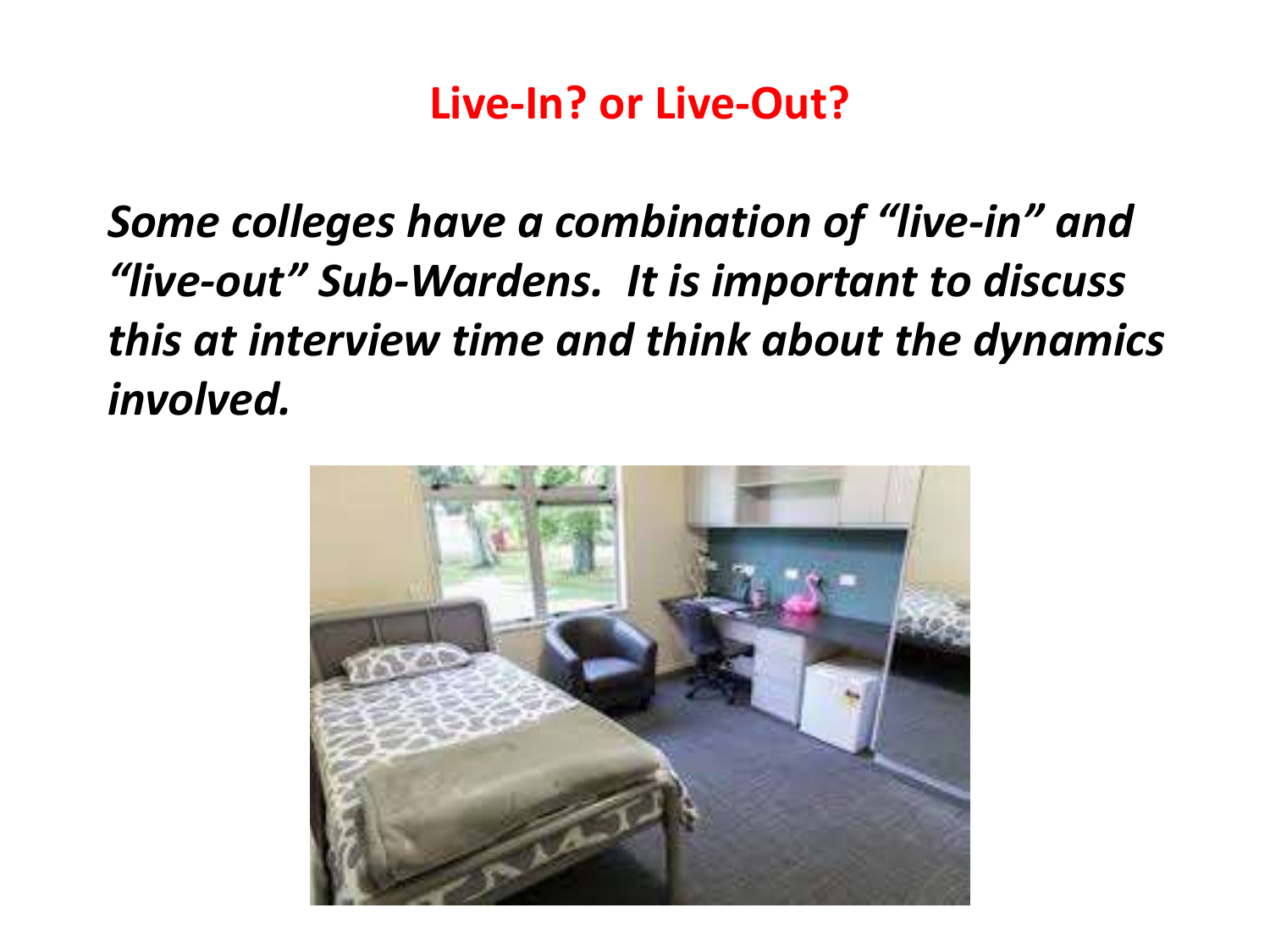# Live-In? or Live-Out?

***Some colleges have a combination of "live-in" and "live-out" Sub-Wardens. It is important to discuss this at interview time and think about the dynamics involved.***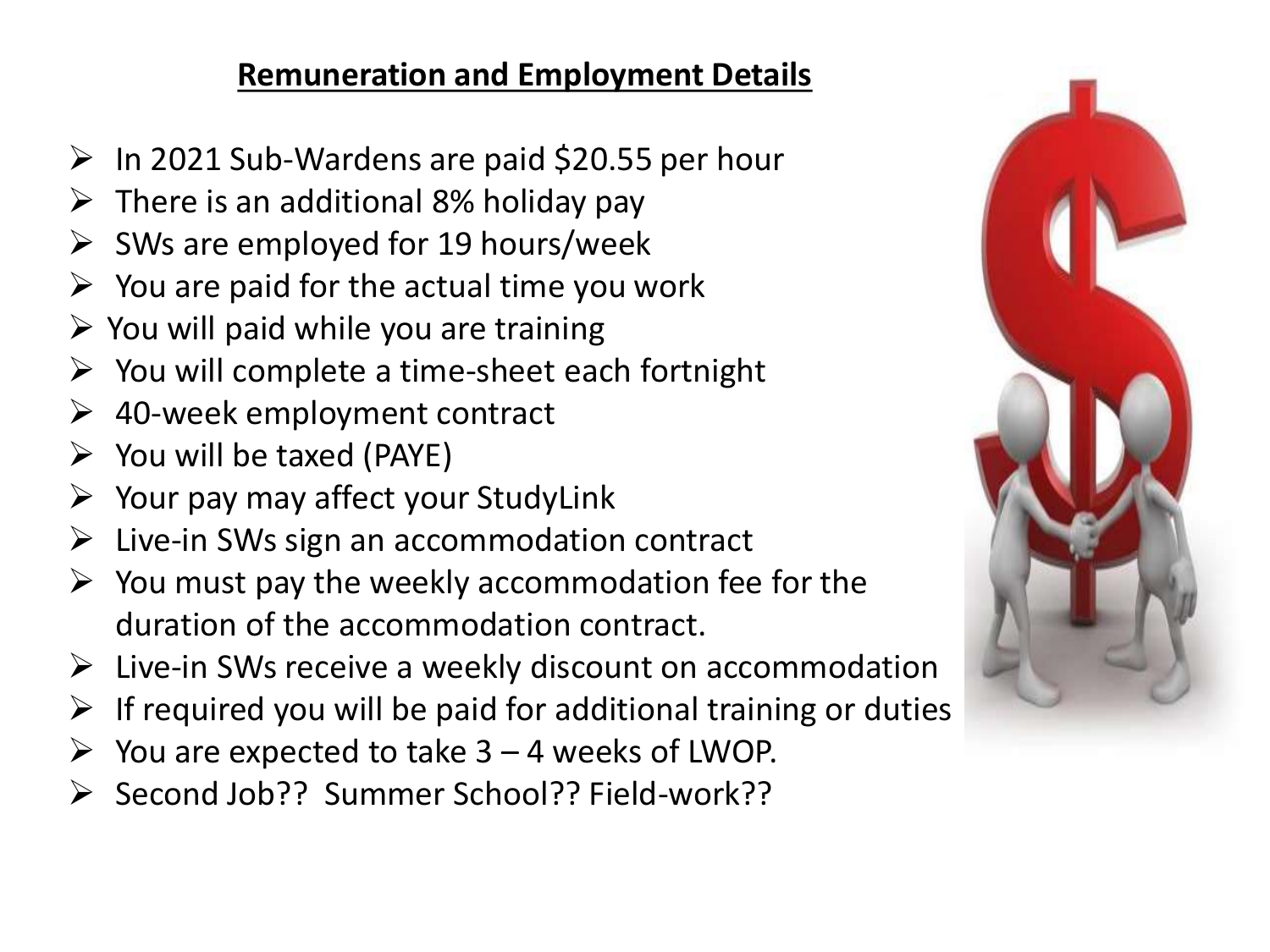## Remuneration and Employment Details

- In 2021 Sub-Wardens are paid $20.55 per hour
- There is an additional 8% holiday pay
- SWs are employed for 19 hours/week
- You are paid for the actual time you work
- You will paid while you are training
- You will complete a time-sheet each fortnight
- 40-week employment contract
- You will be taxed (PAYE)
- Your pay may affect your StudyLink
- Live-in SWs sign an accommodation contract
- You must pay the weekly accommodation fee for the duration of the accommodation contract.
- Live-in SWs receive a weekly discount on accommodation
- If required you will be paid for additional training or duties
- You are expected to take 3 – 4 weeks of LWOP.
- Second Job?? Summer School?? Field-work??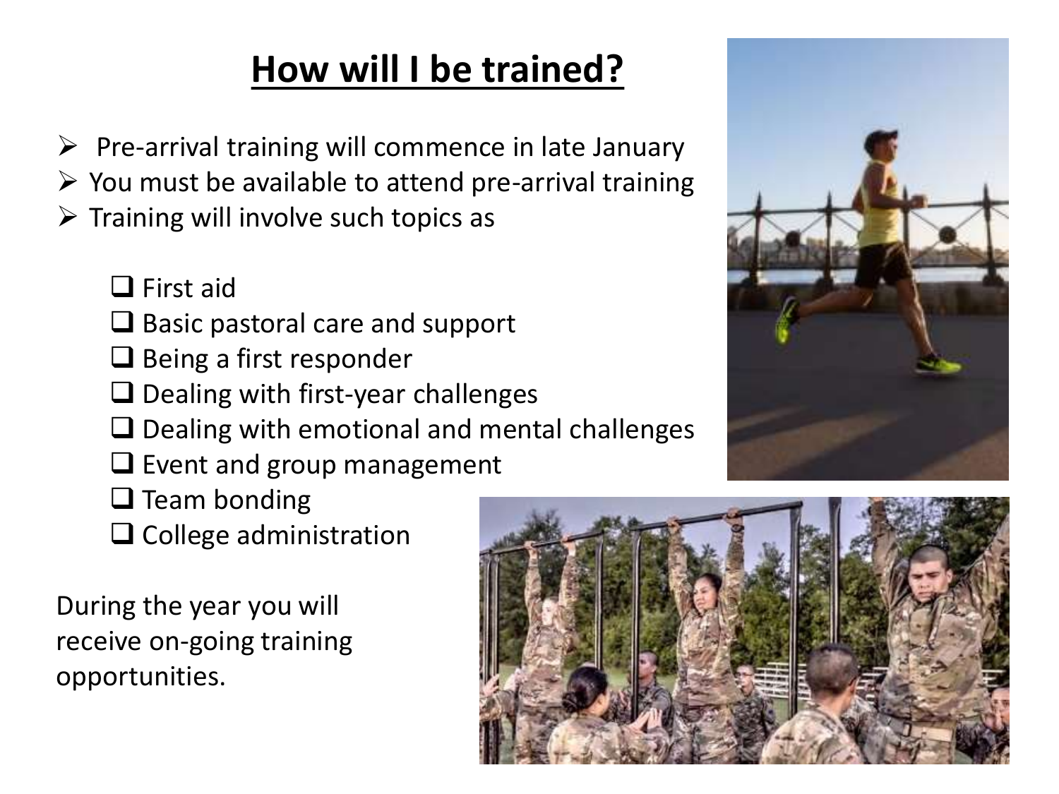# How will I be trained?

- Pre-arrival training will commence in late January
- You must be available to attend pre-arrival training
- Training will involve such topics as
  - First aid
  - Basic pastoral care and support
  - Being a first responder
  - Dealing with first-year challenges
  - Dealing with emotional and mental challenges
  - Event and group management
  - Team bonding
  - College administration

During the year you will receive on-going training opportunities.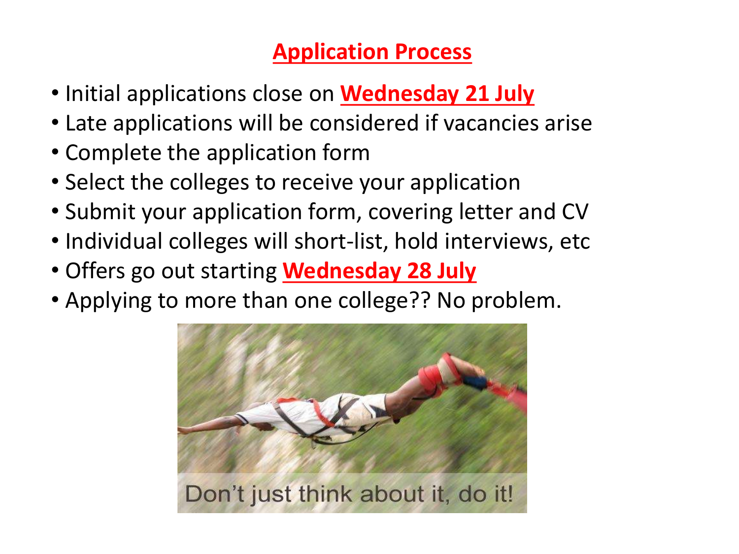## Application Process

- Initial applications close on **Wednesday 21 July**
- Late applications will be considered if vacancies arise
- Complete the application form
- Select the colleges to receive your application
- Submit your application form, covering letter and CV
- Individual colleges will short-list, hold interviews, etc
- Offers go out starting **Wednesday 28 July**
- Applying to more than one college?? No problem.

Don't just think about it, do it!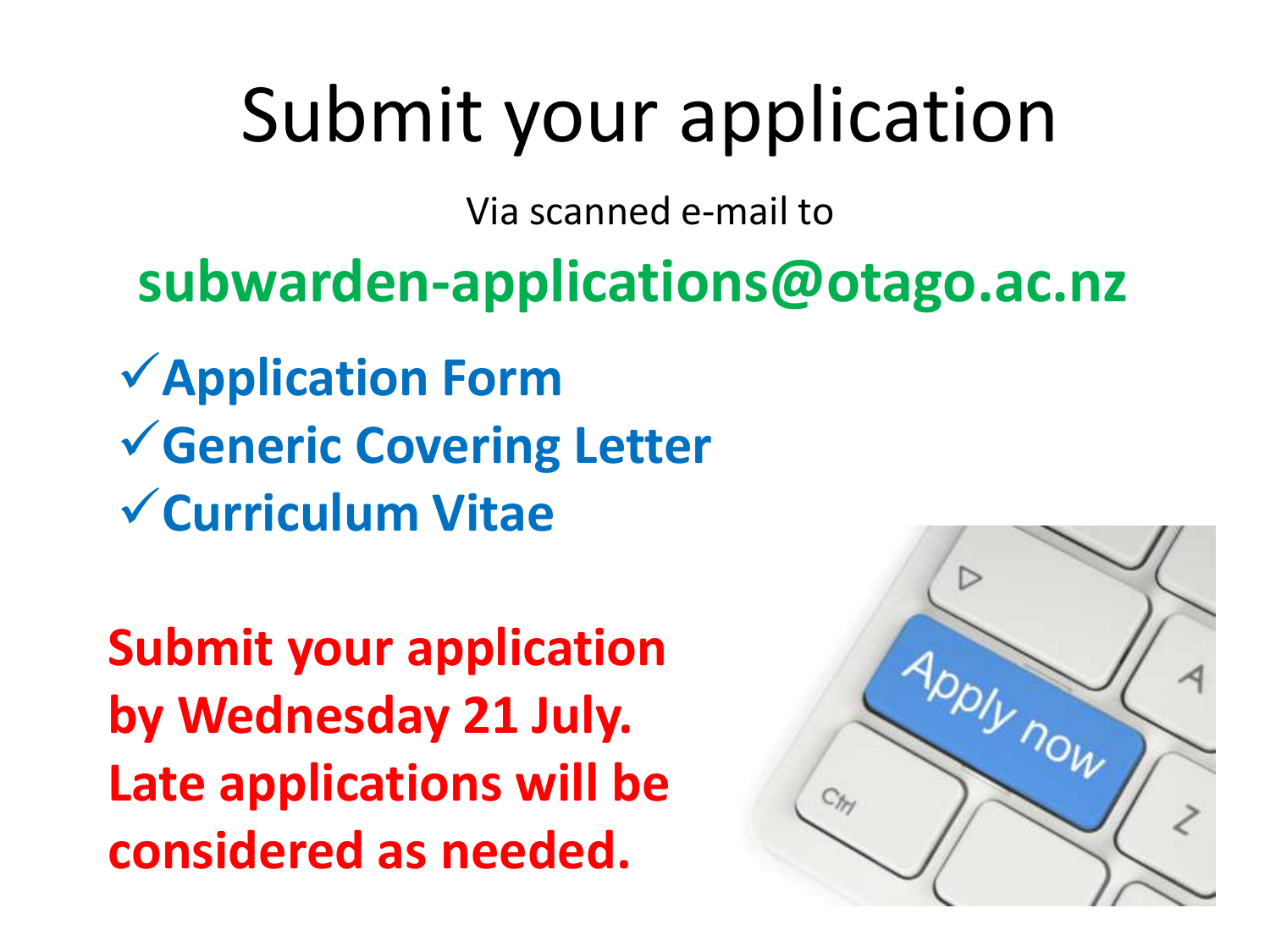# Submit your application

Via scanned e-mail to

**subwarden-applications@otago.ac.nz**

- ✓ **Application Form**
- ✓ **Generic Covering Letter**
- ✓ **Curriculum Vitae**

**Submit your application by Wednesday 21 July. Late applications will be considered as needed.**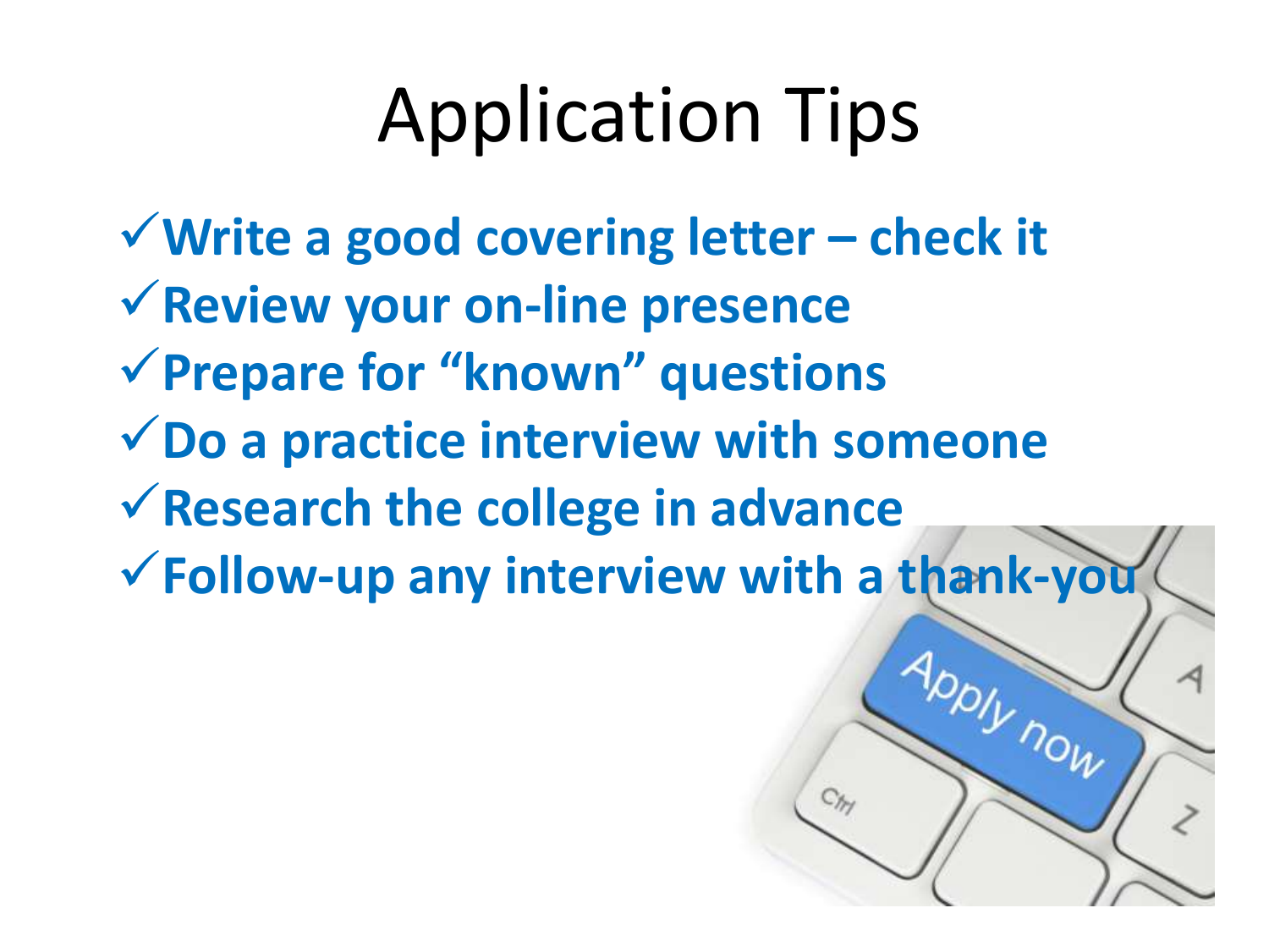# Application Tips

- ✓ **Write a good covering letter – check it**
- ✓ **Review your on-line presence**
- ✓ **Prepare for "known" questions**
- ✓ **Do a practice interview with someone**
- ✓ **Research the college in advance**
- ✓ **Follow-up any interview with a thank-you**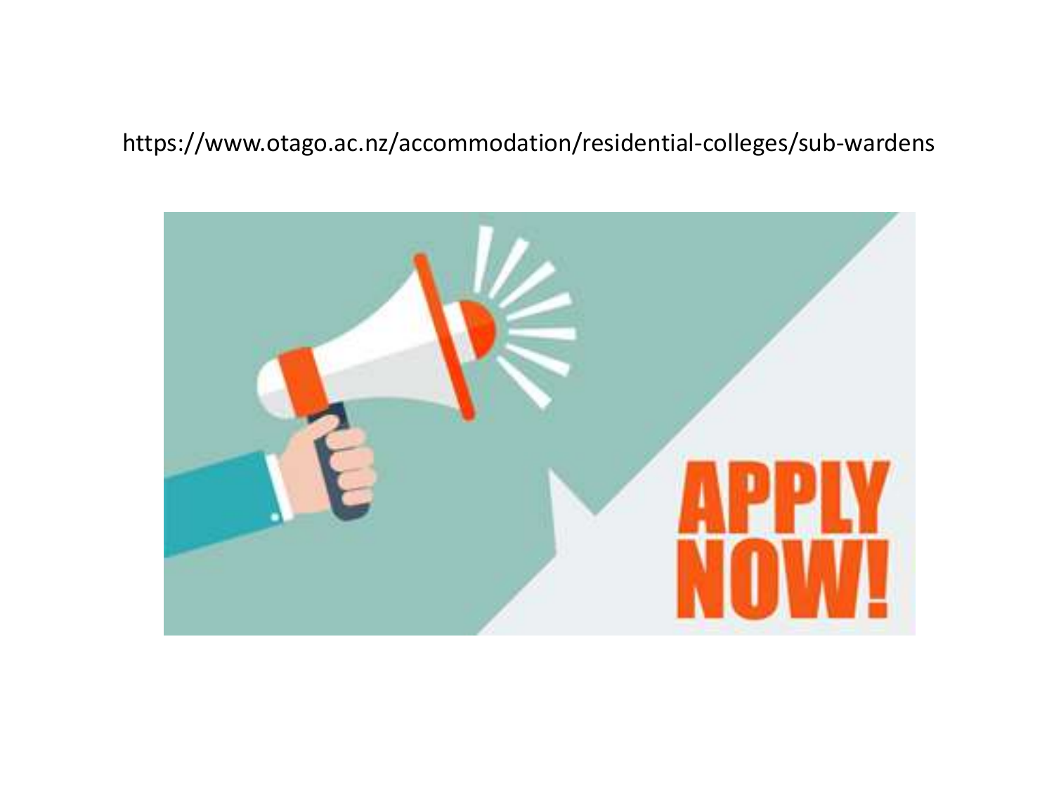https://www.otago.ac.nz/accommodation/residential-colleges/sub-wardens

APPLY NOW!